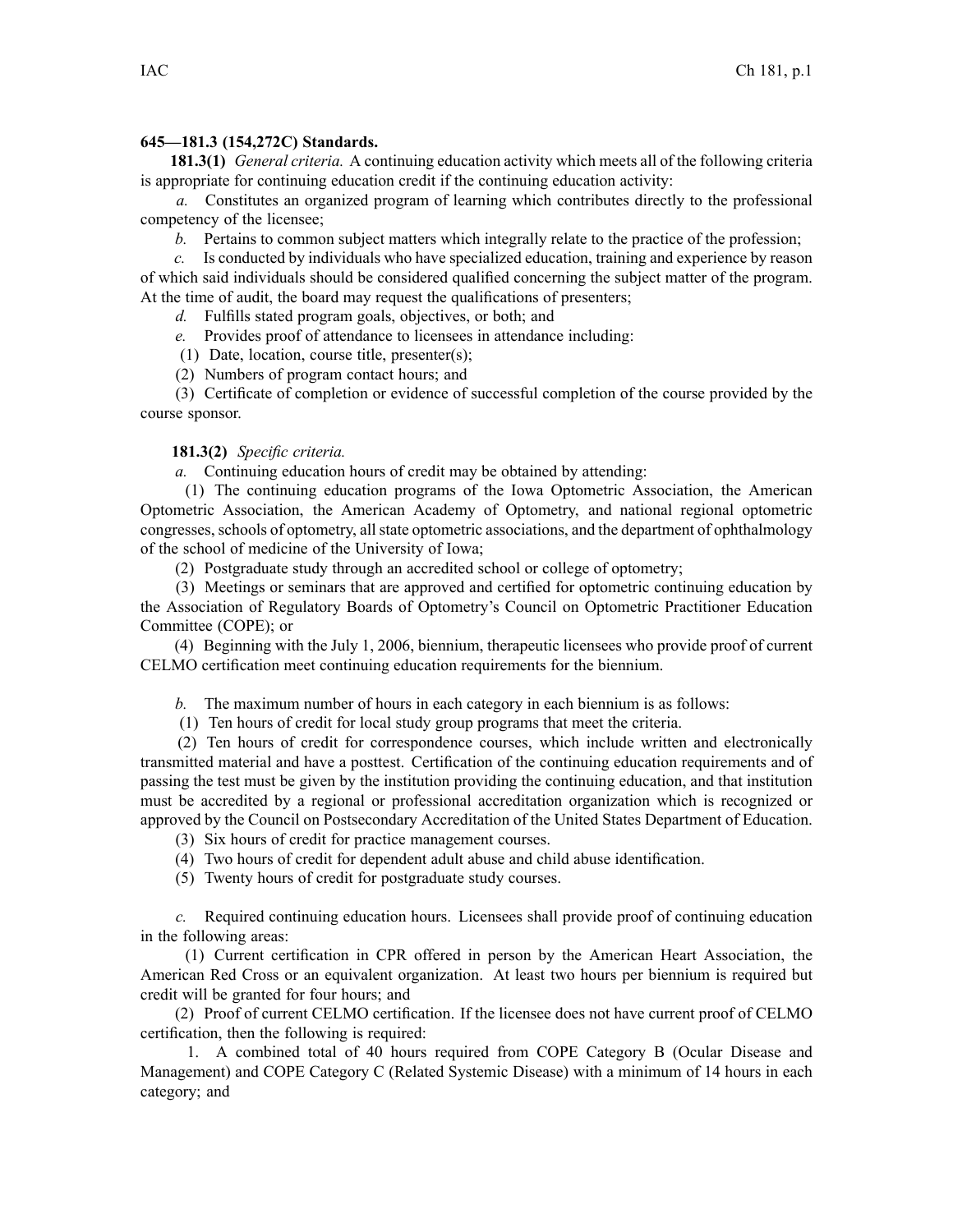**645—181.3 (154,272C) Standards.**

**181.3(1)** *General criteria.* A continuing education activity which meets all of the following criteria is appropriate for continuing education credit if the continuing education activity:

*a.* Constitutes an organized program of learning which contributes directly to the professional competency of the licensee;

*b.* Pertains to common subject matters which integrally relate to the practice of the profession;

*c.* Is conducted by individuals who have specialized education, training and experience by reason of which said individuals should be considered qualified concerning the subject matter of the program. At the time of audit, the board may request the qualifications of presenters;

*d.* Fulfills stated program goals, objectives, or both; and

*e.* Provides proof of attendance to licensees in attendance including:

(1) Date, location, course title, presenter(s);

(2) Numbers of program contact hours; and

(3) Certificate of completion or evidence of successful completion of the course provided by the course sponsor.

**181.3(2)** *Specific criteria.*

*a.* Continuing education hours of credit may be obtained by attending:

(1) The continuing education programs of the Iowa Optometric Association, the American Optometric Association, the American Academy of Optometry, and national regional optometric congresses, schools of optometry, all state optometric associations, and the department of ophthalmology of the school of medicine of the University of Iowa;

(2) Postgraduate study through an accredited school or college of optometry;

(3) Meetings or seminars that are approved and certified for optometric continuing education by the Association of Regulatory Boards of Optometry's Council on Optometric Practitioner Education Committee (COPE); or

(4) Beginning with the July 1, 2006, biennium, therapeutic licensees who provide proof of current CELMO certification meet continuing education requirements for the biennium.

*b.* The maximum number of hours in each category in each biennium is as follows:

(1) Ten hours of credit for local study group programs that meet the criteria.

(2) Ten hours of credit for correspondence courses, which include written and electronically transmitted material and have a posttest. Certification of the continuing education requirements and of passing the test must be given by the institution providing the continuing education, and that institution must be accredited by a regional or professional accreditation organization which is recognized or approved by the Council on Postsecondary Accreditation of the United States Department of Education.

(3) Six hours of credit for practice management courses.

(4) Two hours of credit for dependent adult abuse and child abuse identification.

(5) Twenty hours of credit for postgraduate study courses.

*c.* Required continuing education hours. Licensees shall provide proof of continuing education in the following areas:

(1) Current certification in CPR offered in person by the American Heart Association, the American Red Cross or an equivalent organization. At least two hours per biennium is required but credit will be granted for four hours; and

(2) Proof of current CELMO certification. If the licensee does not have current proof of CELMO certification, then the following is required:

1. A combined total of 40 hours required from COPE Category B (Ocular Disease and Management) and COPE Category C (Related Systemic Disease) with a minimum of 14 hours in each category; and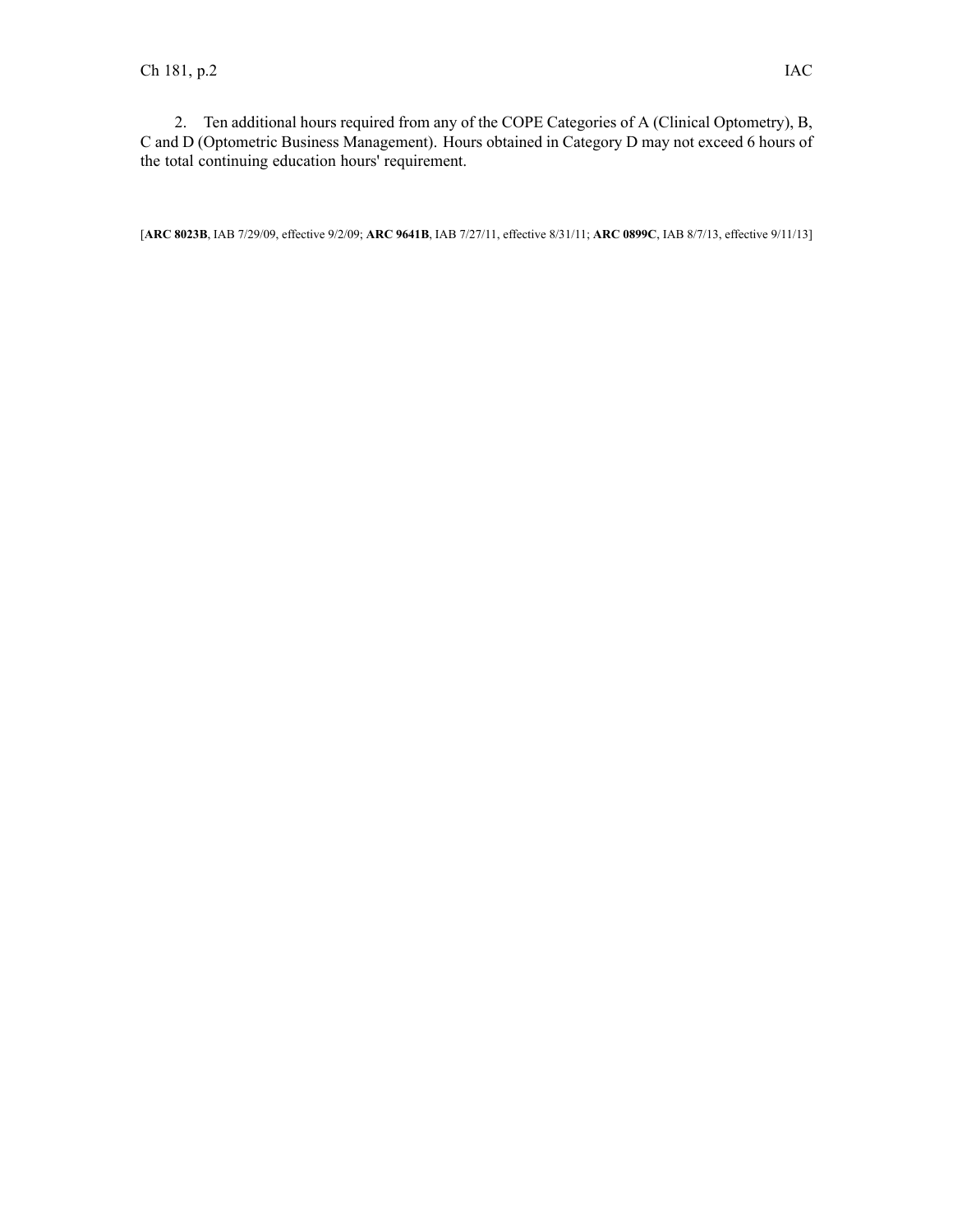2. Ten additional hours required from any of the COPE Categories of A (Clinical Optometry), B, C and D (Optometric Business Management). Hours obtained in Category D may not exceed 6 hours of the total continuing education hours' requirement.

[**ARC 8023B**, IAB 7/29/09, effective 9/2/09; **ARC 9641B**, IAB 7/27/11, effective 8/31/11; **ARC 0899C**, IAB 8/7/13, effective 9/11/13]